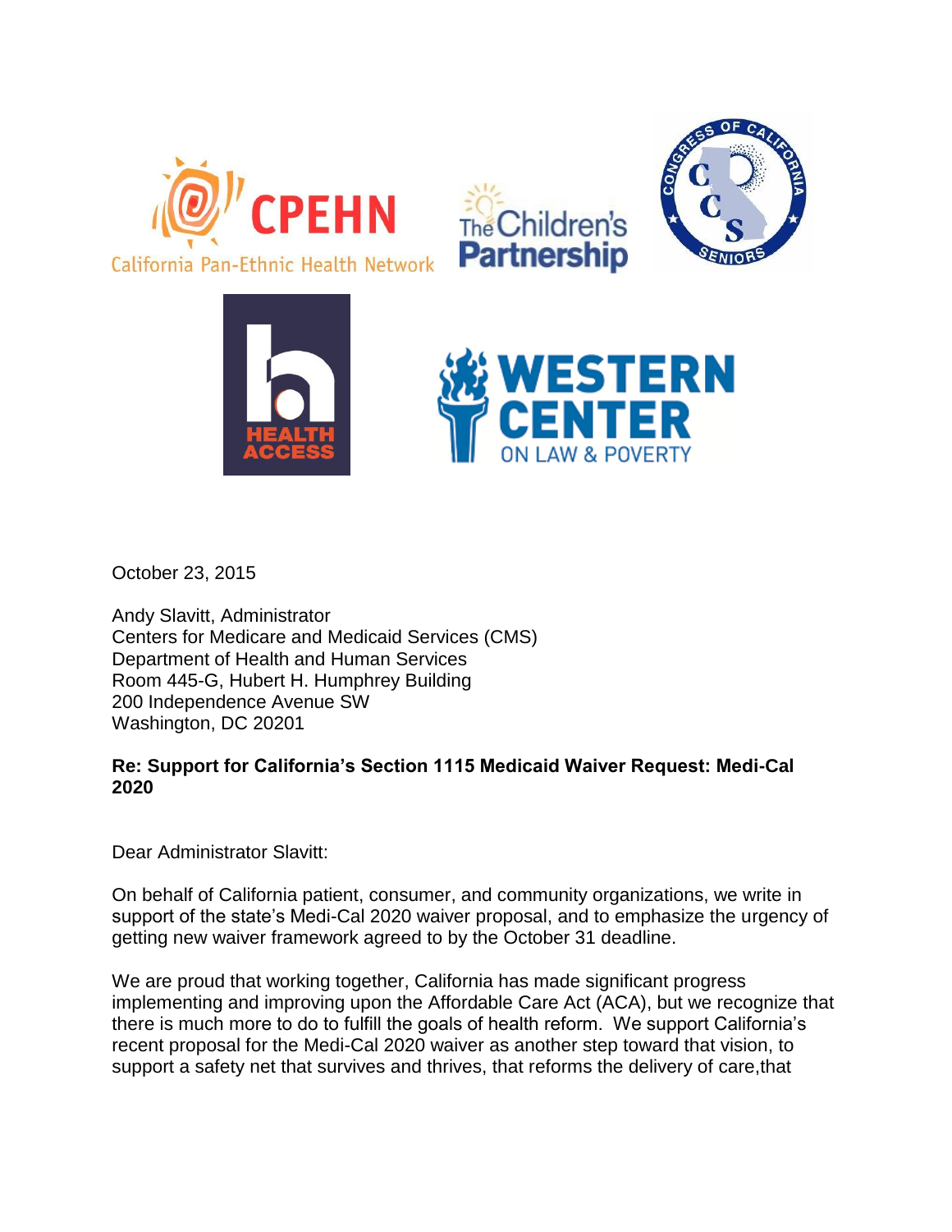October 23, 2015

Andy Slavitt, Administrator
Centers for Medicare and Medicaid Services (CMS)
Department of Health and Human Services
Room 445-G, Hubert H. Humphrey Building
200 Independence Avenue SW
Washington, DC 20201

**Re: Support for California's Section 1115 Medicaid Waiver Request: Medi-Cal 2020**

Dear Administrator Slavitt:

On behalf of California patient, consumer, and community organizations, we write in support of the state's Medi-Cal 2020 waiver proposal, and to emphasize the urgency of getting new waiver framework agreed to by the October 31 deadline.

We are proud that working together, California has made significant progress implementing and improving upon the Affordable Care Act (ACA), but we recognize that there is much more to do to fulfill the goals of health reform. We support California's recent proposal for the Medi-Cal 2020 waiver as another step toward that vision, to support a safety net that survives and thrives, that reforms the delivery of care,that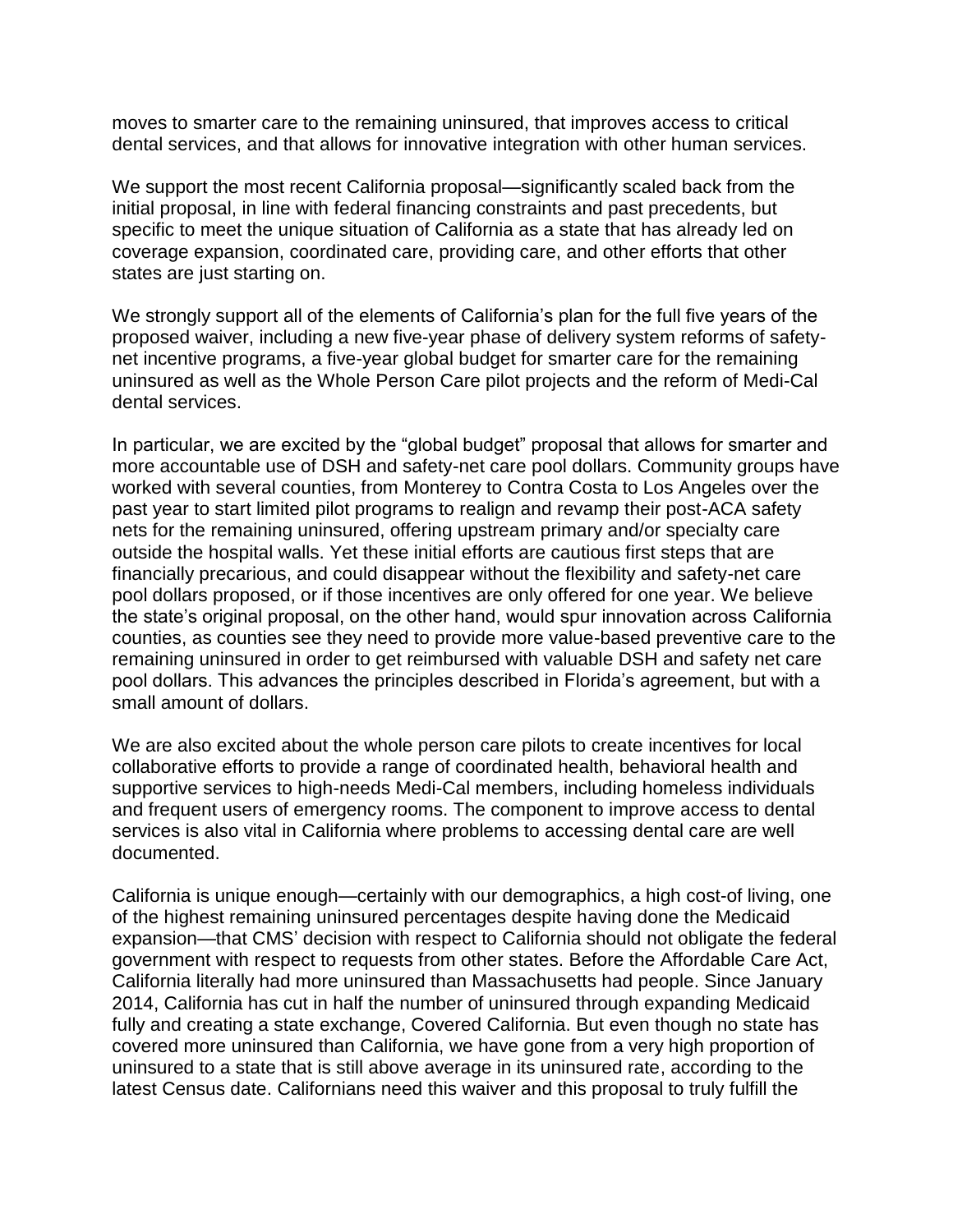moves to smarter care to the remaining uninsured, that improves access to critical dental services, and that allows for innovative integration with other human services.

We support the most recent California proposal—significantly scaled back from the initial proposal, in line with federal financing constraints and past precedents, but specific to meet the unique situation of California as a state that has already led on coverage expansion, coordinated care, providing care, and other efforts that other states are just starting on.

We strongly support all of the elements of California's plan for the full five years of the proposed waiver, including a new five-year phase of delivery system reforms of safety-net incentive programs, a five-year global budget for smarter care for the remaining uninsured as well as the Whole Person Care pilot projects and the reform of Medi-Cal dental services.

In particular, we are excited by the "global budget" proposal that allows for smarter and more accountable use of DSH and safety-net care pool dollars. Community groups have worked with several counties, from Monterey to Contra Costa to Los Angeles over the past year to start limited pilot programs to realign and revamp their post-ACA safety nets for the remaining uninsured, offering upstream primary and/or specialty care outside the hospital walls. Yet these initial efforts are cautious first steps that are financially precarious, and could disappear without the flexibility and safety-net care pool dollars proposed, or if those incentives are only offered for one year. We believe the state's original proposal, on the other hand, would spur innovation across California counties, as counties see they need to provide more value-based preventive care to the remaining uninsured in order to get reimbursed with valuable DSH and safety net care pool dollars. This advances the principles described in Florida's agreement, but with a small amount of dollars.

We are also excited about the whole person care pilots to create incentives for local collaborative efforts to provide a range of coordinated health, behavioral health and supportive services to high-needs Medi-Cal members, including homeless individuals and frequent users of emergency rooms. The component to improve access to dental services is also vital in California where problems to accessing dental care are well documented.

California is unique enough—certainly with our demographics, a high cost-of living, one of the highest remaining uninsured percentages despite having done the Medicaid expansion—that CMS' decision with respect to California should not obligate the federal government with respect to requests from other states. Before the Affordable Care Act, California literally had more uninsured than Massachusetts had people. Since January 2014, California has cut in half the number of uninsured through expanding Medicaid fully and creating a state exchange, Covered California. But even though no state has covered more uninsured than California, we have gone from a very high proportion of uninsured to a state that is still above average in its uninsured rate, according to the latest Census date. Californians need this waiver and this proposal to truly fulfill the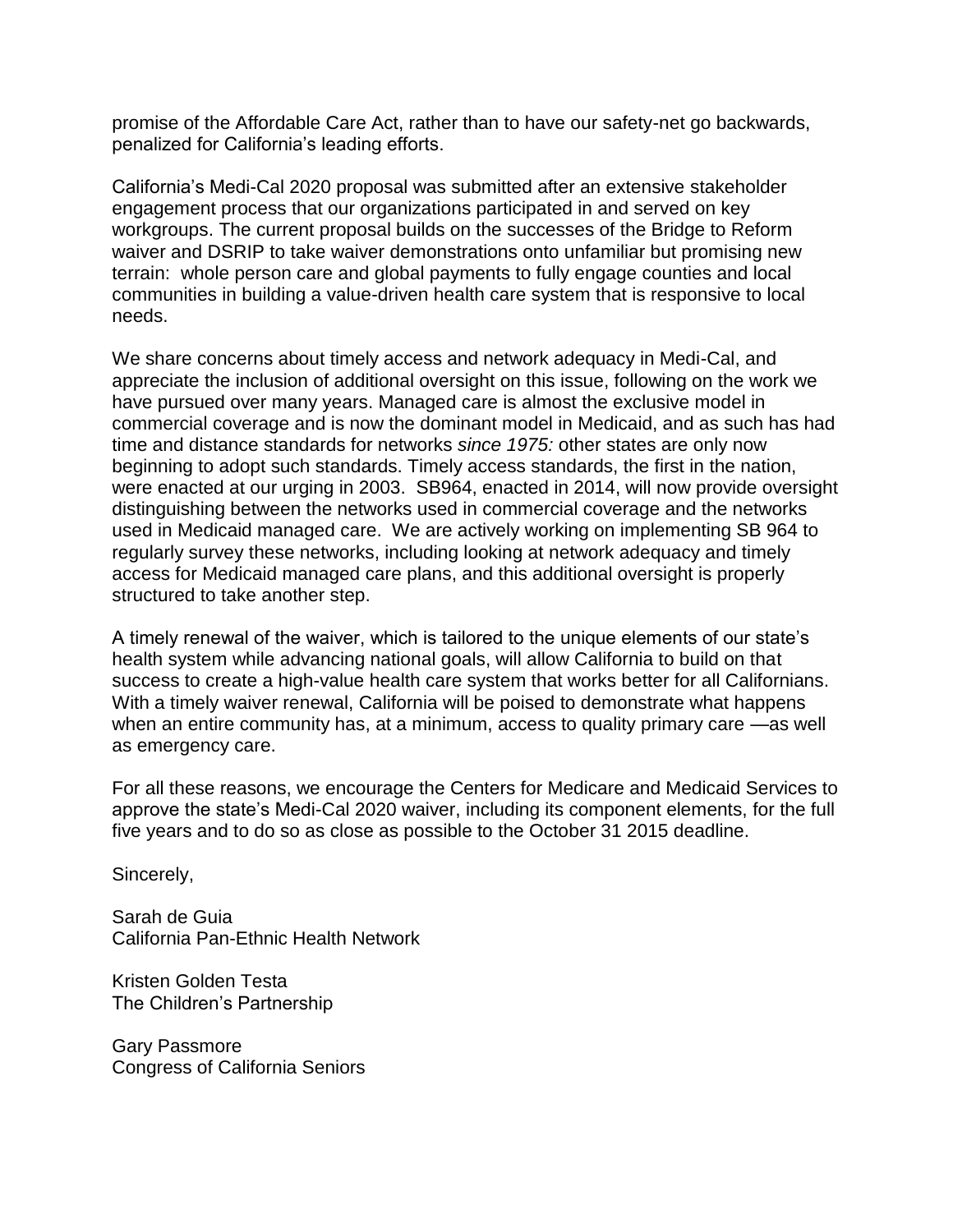promise of the Affordable Care Act, rather than to have our safety-net go backwards, penalized for California's leading efforts.

California's Medi-Cal 2020 proposal was submitted after an extensive stakeholder engagement process that our organizations participated in and served on key workgroups. The current proposal builds on the successes of the Bridge to Reform waiver and DSRIP to take waiver demonstrations onto unfamiliar but promising new terrain: whole person care and global payments to fully engage counties and local communities in building a value-driven health care system that is responsive to local needs.

We share concerns about timely access and network adequacy in Medi-Cal, and appreciate the inclusion of additional oversight on this issue, following on the work we have pursued over many years. Managed care is almost the exclusive model in commercial coverage and is now the dominant model in Medicaid, and as such has had time and distance standards for networks *since 1975:* other states are only now beginning to adopt such standards. Timely access standards, the first in the nation, were enacted at our urging in 2003. SB964, enacted in 2014, will now provide oversight distinguishing between the networks used in commercial coverage and the networks used in Medicaid managed care. We are actively working on implementing SB 964 to regularly survey these networks, including looking at network adequacy and timely access for Medicaid managed care plans, and this additional oversight is properly structured to take another step.

A timely renewal of the waiver, which is tailored to the unique elements of our state's health system while advancing national goals, will allow California to build on that success to create a high-value health care system that works better for all Californians. With a timely waiver renewal, California will be poised to demonstrate what happens when an entire community has, at a minimum, access to quality primary care —as well as emergency care.

For all these reasons, we encourage the Centers for Medicare and Medicaid Services to approve the state's Medi-Cal 2020 waiver, including its component elements, for the full five years and to do so as close as possible to the October 31 2015 deadline.

Sincerely,

Sarah de Guia
California Pan-Ethnic Health Network

Kristen Golden Testa
The Children's Partnership

Gary Passmore
Congress of California Seniors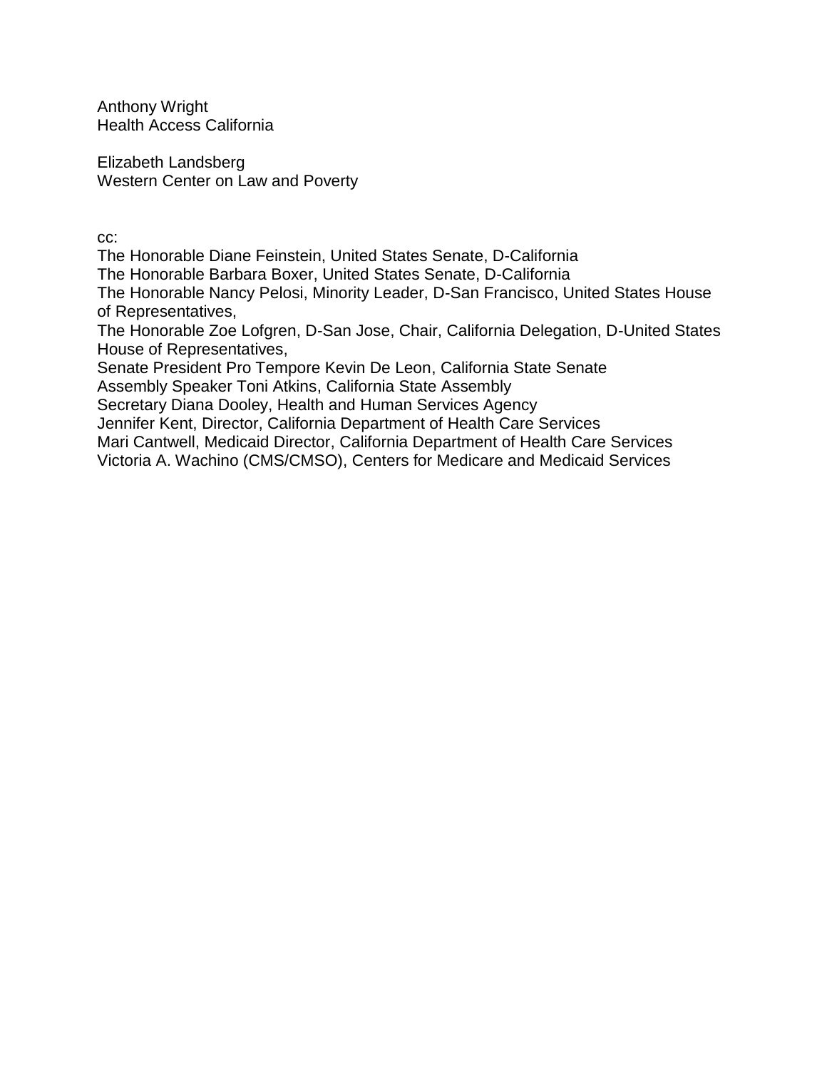Anthony Wright
Health Access California

Elizabeth Landsberg
Western Center on Law and Poverty

cc:
The Honorable Diane Feinstein, United States Senate, D-California
The Honorable Barbara Boxer, United States Senate, D-California
The Honorable Nancy Pelosi, Minority Leader, D-San Francisco, United States House of Representatives,
The Honorable Zoe Lofgren, D-San Jose, Chair, California Delegation, D-United States House of Representatives,
Senate President Pro Tempore Kevin De Leon, California State Senate
Assembly Speaker Toni Atkins, California State Assembly
Secretary Diana Dooley, Health and Human Services Agency
Jennifer Kent, Director, California Department of Health Care Services
Mari Cantwell, Medicaid Director, California Department of Health Care Services
Victoria A. Wachino (CMS/CMSO), Centers for Medicare and Medicaid Services